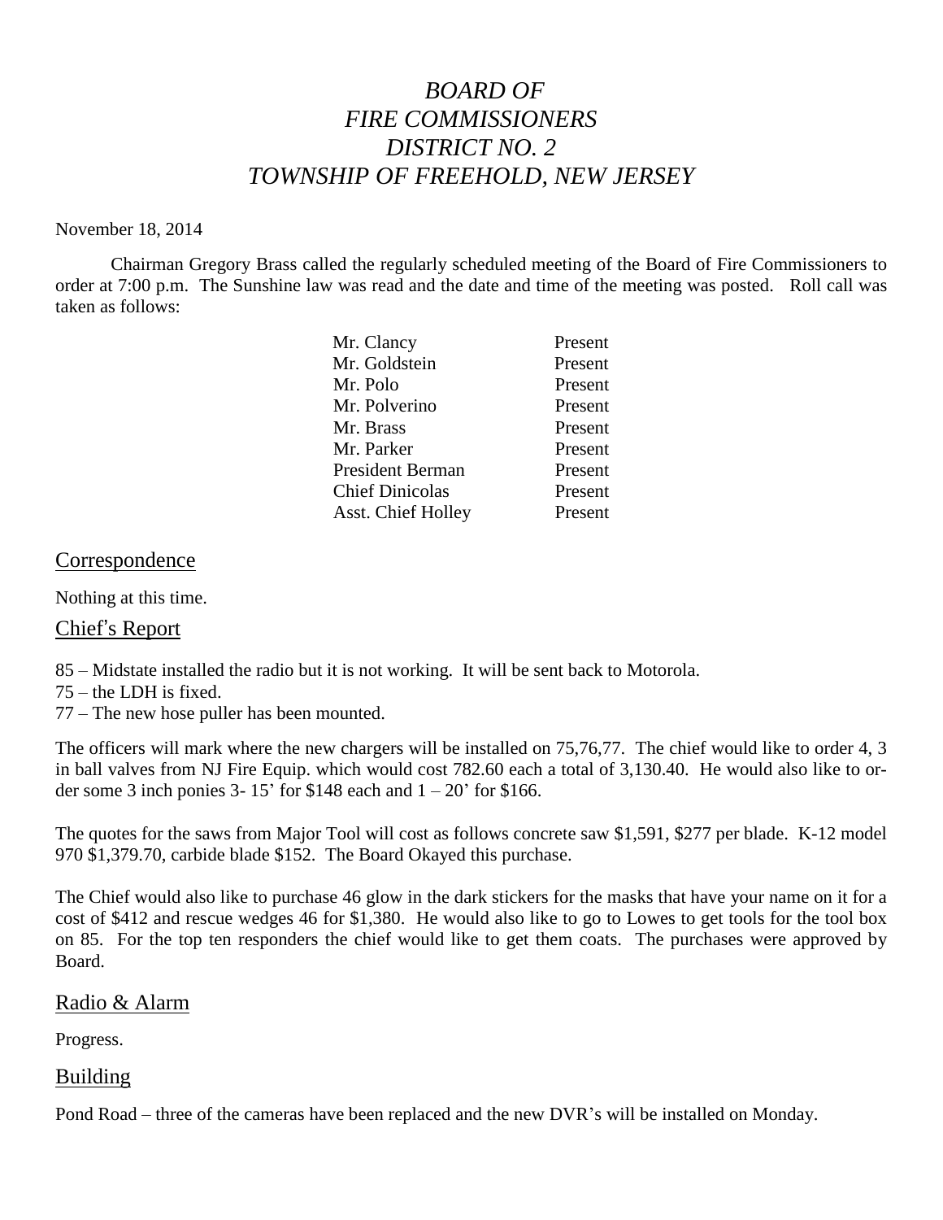# *BOARD OF FIRE COMMISSIONERS DISTRICT NO. 2 TOWNSHIP OF FREEHOLD, NEW JERSEY*

November 18, 2014

Chairman Gregory Brass called the regularly scheduled meeting of the Board of Fire Commissioners to order at 7:00 p.m. The Sunshine law was read and the date and time of the meeting was posted. Roll call was taken as follows:

| | |
|---|---|
| Mr. Clancy | Present |
| Mr. Goldstein | Present |
| Mr. Polo | Present |
| Mr. Polverino | Present |
| Mr. Brass | Present |
| Mr. Parker | Present |
| President Berman | Present |
| Chief Dinicolas | Present |
| Asst. Chief Holley | Present |

## Correspondence

Nothing at this time.

## Chief's Report

85 – Midstate installed the radio but it is not working. It will be sent back to Motorola.
75 – the LDH is fixed.
77 – The new hose puller has been mounted.

The officers will mark where the new chargers will be installed on 75,76,77. The chief would like to order 4, 3 in ball valves from NJ Fire Equip. which would cost 782.60 each a total of 3,130.40. He would also like to order some 3 inch ponies 3- 15' for $148 each and 1 – 20' for $166.

The quotes for the saws from Major Tool will cost as follows concrete saw $1,591, $277 per blade. K-12 model 970 $1,379.70, carbide blade $152. The Board Okayed this purchase.

The Chief would also like to purchase 46 glow in the dark stickers for the masks that have your name on it for a cost of $412 and rescue wedges 46 for $1,380. He would also like to go to Lowes to get tools for the tool box on 85. For the top ten responders the chief would like to get them coats. The purchases were approved by Board.

## Radio & Alarm

Progress.

## Building

Pond Road – three of the cameras have been replaced and the new DVR's will be installed on Monday.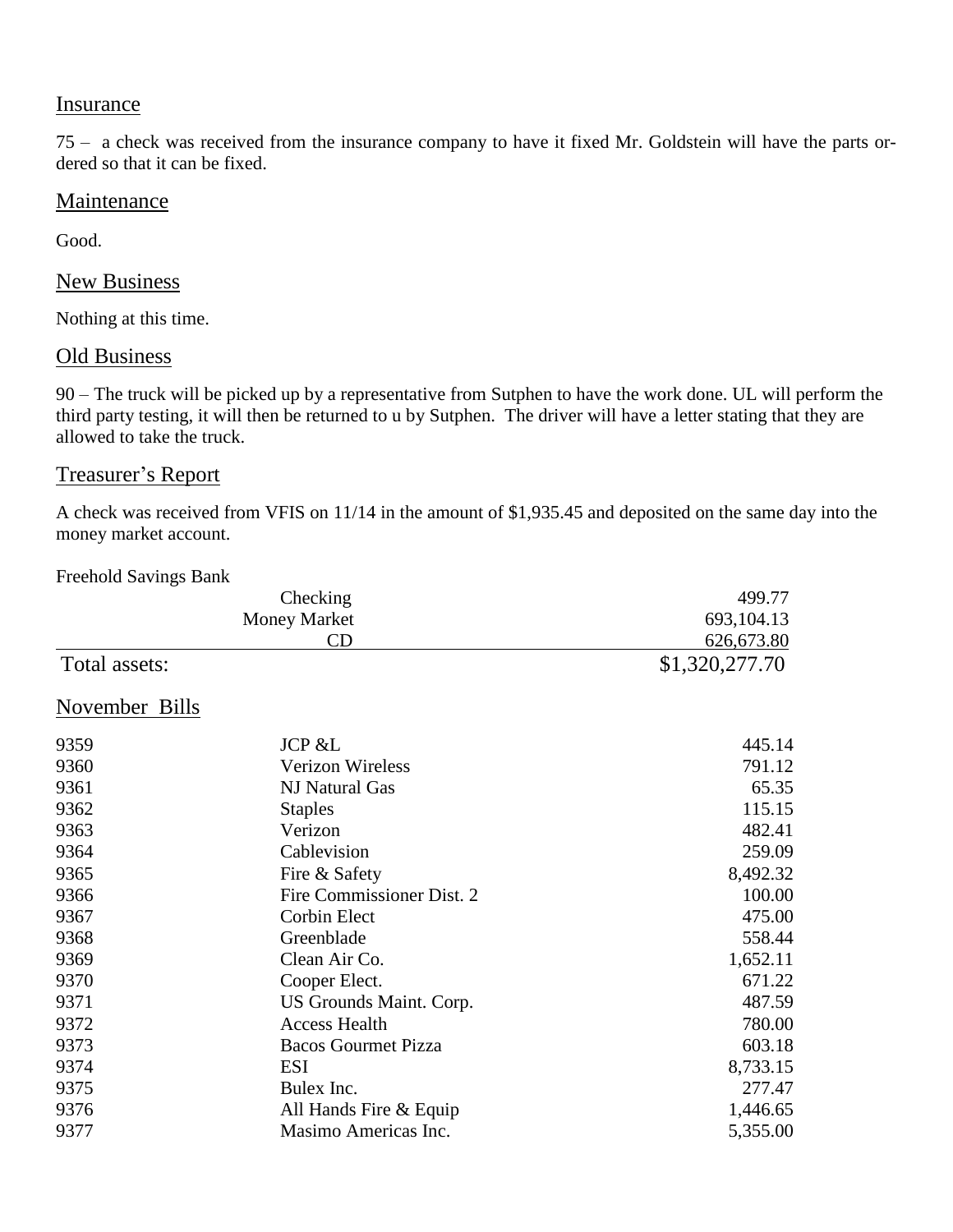## Insurance

75 – a check was received from the insurance company to have it fixed Mr. Goldstein will have the parts ordered so that it can be fixed.

## Maintenance

Good.

## New Business

Nothing at this time.

## Old Business

90 – The truck will be picked up by a representative from Sutphen to have the work done. UL will perform the third party testing, it will then be returned to u by Sutphen. The driver will have a letter stating that they are allowed to take the truck.

## Treasurer's Report

A check was received from VFIS on 11/14 in the amount of $1,935.45 and deposited on the same day into the money market account.

Freehold Savings Bank

| | | |
|---|---|---|
| | Checking | 499.77 |
| | Money Market | 693,104.13 |
| | CD | 626,673.80 |
| Total assets: | | $1,320,277.70 |

## November Bills

| | | |
|---|---|---|
| 9359 | JCP &L | 445.14 |
| 9360 | Verizon Wireless | 791.12 |
| 9361 | NJ Natural Gas | 65.35 |
| 9362 | Staples | 115.15 |
| 9363 | Verizon | 482.41 |
| 9364 | Cablevision | 259.09 |
| 9365 | Fire & Safety | 8,492.32 |
| 9366 | Fire Commissioner Dist. 2 | 100.00 |
| 9367 | Corbin Elect | 475.00 |
| 9368 | Greenblade | 558.44 |
| 9369 | Clean Air Co. | 1,652.11 |
| 9370 | Cooper Elect. | 671.22 |
| 9371 | US Grounds Maint. Corp. | 487.59 |
| 9372 | Access Health | 780.00 |
| 9373 | Bacos Gourmet Pizza | 603.18 |
| 9374 | ESI | 8,733.15 |
| 9375 | Bulex Inc. | 277.47 |
| 9376 | All Hands Fire & Equip | 1,446.65 |
| 9377 | Masimo Americas Inc. | 5,355.00 |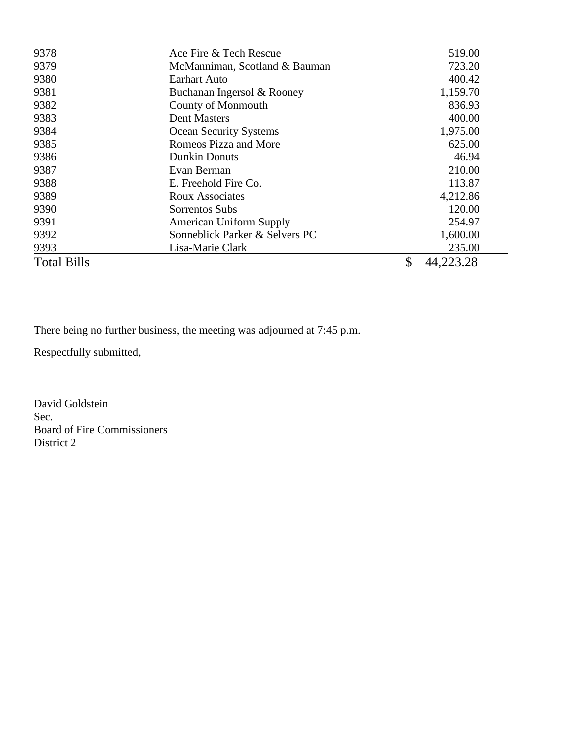| | | |
|---|---|---|
| 9378 | Ace Fire & Tech Rescue | 519.00 |
| 9379 | McManniman, Scotland & Bauman | 723.20 |
| 9380 | Earhart Auto | 400.42 |
| 9381 | Buchanan Ingersol & Rooney | 1,159.70 |
| 9382 | County of Monmouth | 836.93 |
| 9383 | Dent Masters | 400.00 |
| 9384 | Ocean Security Systems | 1,975.00 |
| 9385 | Romeos Pizza and More | 625.00 |
| 9386 | Dunkin Donuts | 46.94 |
| 9387 | Evan Berman | 210.00 |
| 9388 | E. Freehold Fire Co. | 113.87 |
| 9389 | Roux Associates | 4,212.86 |
| 9390 | Sorrentos Subs | 120.00 |
| 9391 | American Uniform Supply | 254.97 |
| 9392 | Sonneblick Parker & Selvers PC | 1,600.00 |
| 9393 | Lisa-Marie Clark | 235.00 |
| Total Bills | | $ 44,223.28 |

There being no further business, the meeting was adjourned at 7:45 p.m.

Respectfully submitted,

David Goldstein
Sec.
Board of Fire Commissioners
District 2